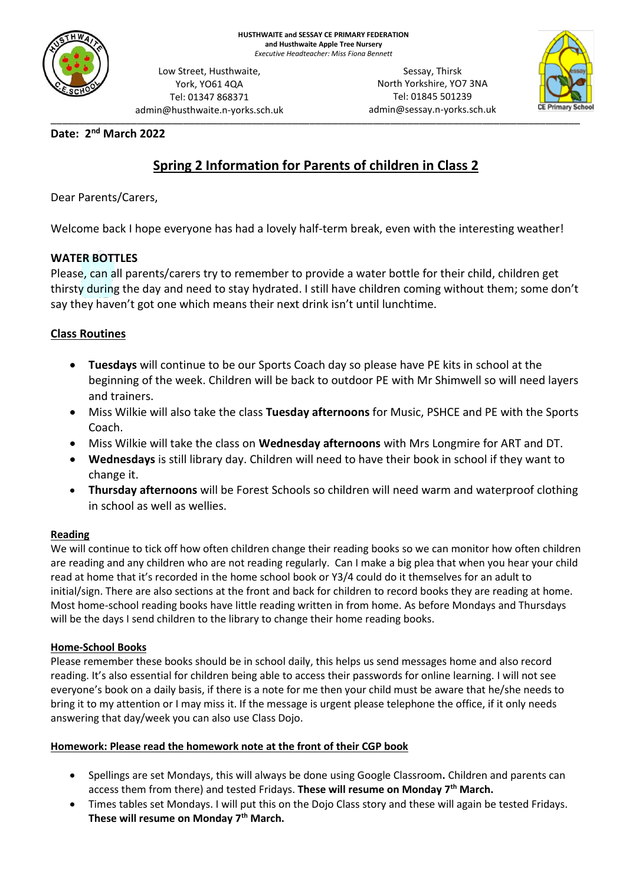**HUSTHWAITE and SESSAY CE PRIMARY FEDERATION**
**and Husthwaite Apple Tree Nursery**
*Executive Headteacher: Miss Fiona Bennett*

Low Street, Husthwaite,
York, YO61 4QA
Tel: 01347 868371
admin@husthwaite.n-yorks.sch.uk

Sessay, Thirsk
North Yorkshire, YO7 3NA
Tel: 01845 501239
admin@sessay.n-yorks.sch.uk

**Date: 2nd March 2022**

## Spring 2 Information for Parents of children in Class 2

Dear Parents/Carers,

Welcome back I hope everyone has had a lovely half-term break, even with the interesting weather!

**WATER BOTTLES**

Please, can all parents/carers try to remember to provide a water bottle for their child, children get thirsty during the day and need to stay hydrated. I still have children coming without them; some don't say they haven't got one which means their next drink isn't until lunchtime.

### Class Routines

- **Tuesdays** will continue to be our Sports Coach day so please have PE kits in school at the beginning of the week. Children will be back to outdoor PE with Mr Shimwell so will need layers and trainers.
- Miss Wilkie will also take the class **Tuesday afternoons** for Music, PSHCE and PE with the Sports Coach.
- Miss Wilkie will take the class on **Wednesday afternoons** with Mrs Longmire for ART and DT.
- **Wednesdays** is still library day. Children will need to have their book in school if they want to change it.
- **Thursday afternoons** will be Forest Schools so children will need warm and waterproof clothing in school as well as wellies.

**Reading**

We will continue to tick off how often children change their reading books so we can monitor how often children are reading and any children who are not reading regularly. Can I make a big plea that when you hear your child read at home that it's recorded in the home school book or Y3/4 could do it themselves for an adult to initial/sign. There are also sections at the front and back for children to record books they are reading at home. Most home-school reading books have little reading written in from home. As before Mondays and Thursdays will be the days I send children to the library to change their home reading books.

**Home-School Books**

Please remember these books should be in school daily, this helps us send messages home and also record reading. It's also essential for children being able to access their passwords for online learning. I will not see everyone's book on a daily basis, if there is a note for me then your child must be aware that he/she needs to bring it to my attention or I may miss it. If the message is urgent please telephone the office, if it only needs answering that day/week you can also use Class Dojo.

**Homework: Please read the homework note at the front of their CGP book**

- Spellings are set Mondays, this will always be done using Google Classroom**.** Children and parents can access them from there) and tested Fridays. **These will resume on Monday 7th March.**
- Times tables set Mondays. I will put this on the Dojo Class story and these will again be tested Fridays. **These will resume on Monday 7th March.**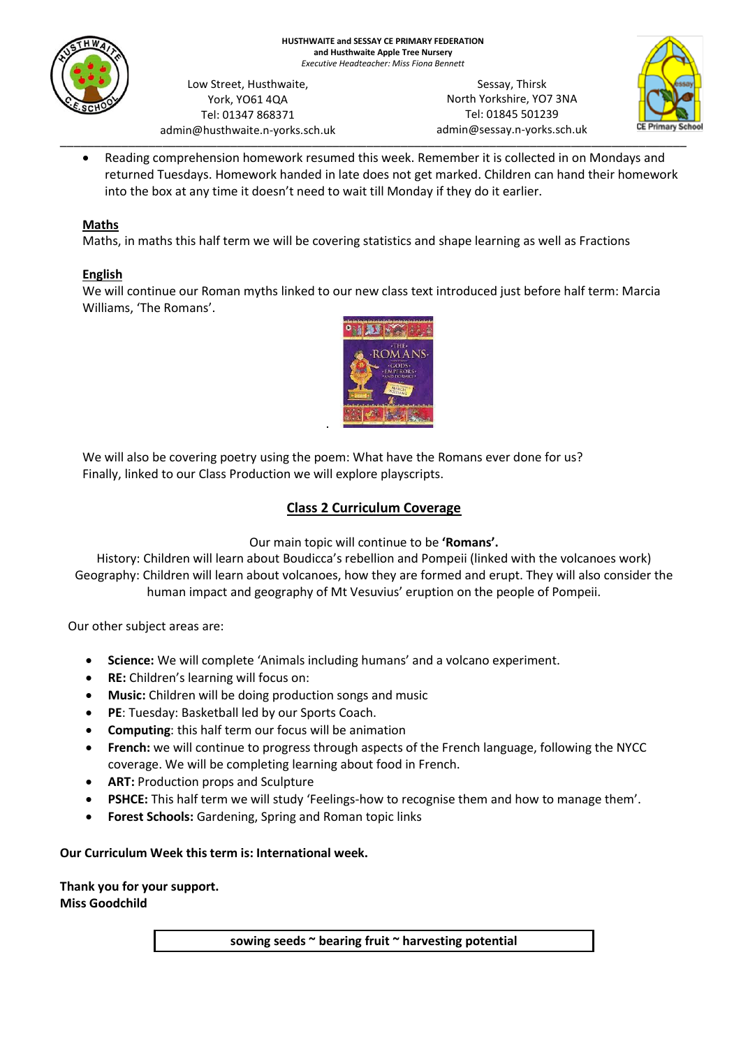HUSTHWAITE and SESSAY CE PRIMARY FEDERATION
and Husthwaite Apple Tree Nursery
*Executive Headteacher: Miss Fiona Bennett*

Low Street, Husthwaite,
York, YO61 4QA
Tel: 01347 868371
admin@husthwaite.n-yorks.sch.uk

Sessay, Thirsk
North Yorkshire, YO7 3NA
Tel: 01845 501239
admin@sessay.n-yorks.sch.uk

- Reading comprehension homework resumed this week. Remember it is collected in on Mondays and returned Tuesdays. Homework handed in late does not get marked. Children can hand their homework into the box at any time it doesn't need to wait till Monday if they do it earlier.

**Maths**

Maths, in maths this half term we will be covering statistics and shape learning as well as Fractions

**English**

We will continue our Roman myths linked to our new class text introduced just before half term: Marcia Williams, 'The Romans'.

We will also be covering poetry using the poem: What have the Romans ever done for us?
Finally, linked to our Class Production we will explore playscripts.

## Class 2 Curriculum Coverage

Our main topic will continue to be **'Romans'.**
History: Children will learn about Boudicca's rebellion and Pompeii (linked with the volcanoes work)
Geography: Children will learn about volcanoes, how they are formed and erupt. They will also consider the human impact and geography of Mt Vesuvius' eruption on the people of Pompeii.

Our other subject areas are:

- **Science:** We will complete 'Animals including humans' and a volcano experiment.
- **RE:** Children's learning will focus on:
- **Music:** Children will be doing production songs and music
- **PE**: Tuesday: Basketball led by our Sports Coach.
- **Computing**: this half term our focus will be animation
- **French:** we will continue to progress through aspects of the French language, following the NYCC coverage. We will be completing learning about food in French.
- **ART:** Production props and Sculpture
- **PSHCE:** This half term we will study 'Feelings-how to recognise them and how to manage them'.
- **Forest Schools:** Gardening, Spring and Roman topic links

**Our Curriculum Week this term is: International week.**

**Thank you for your support.**
**Miss Goodchild**

**sowing seeds ~ bearing fruit ~ harvesting potential**